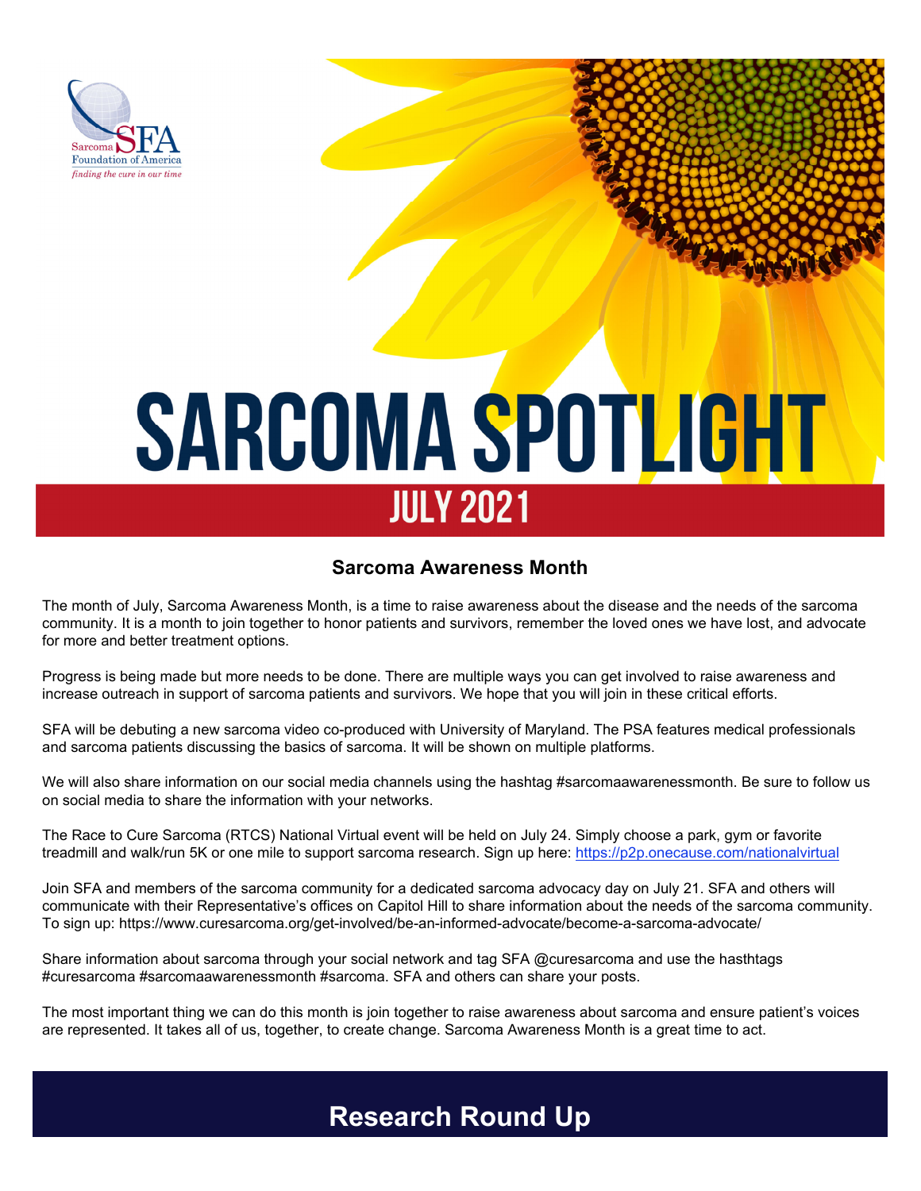Sarcoma SFA Foundation of America
*finding the cure in our time*

# SARCOMA SPOTLIGHT

## JULY 2021

### Sarcoma Awareness Month

The month of July, Sarcoma Awareness Month, is a time to raise awareness about the disease and the needs of the sarcoma community. It is a month to join together to honor patients and survivors, remember the loved ones we have lost, and advocate for more and better treatment options.

Progress is being made but more needs to be done. There are multiple ways you can get involved to raise awareness and increase outreach in support of sarcoma patients and survivors. We hope that you will join in these critical efforts.

SFA will be debuting a new sarcoma video co-produced with University of Maryland. The PSA features medical professionals and sarcoma patients discussing the basics of sarcoma. It will be shown on multiple platforms.

We will also share information on our social media channels using the hashtag #sarcomaawarenessmonth. Be sure to follow us on social media to share the information with your networks.

The Race to Cure Sarcoma (RTCS) National Virtual event will be held on July 24. Simply choose a park, gym or favorite treadmill and walk/run 5K or one mile to support sarcoma research. Sign up here: https://p2p.onecause.com/nationalvirtual

Join SFA and members of the sarcoma community for a dedicated sarcoma advocacy day on July 21. SFA and others will communicate with their Representative's offices on Capitol Hill to share information about the needs of the sarcoma community. To sign up: https://www.curesarcoma.org/get-involved/be-an-informed-advocate/become-a-sarcoma-advocate/

Share information about sarcoma through your social network and tag SFA @curesarcoma and use the hasthtags #curesarcoma #sarcomaawarenessmonth #sarcoma. SFA and others can share your posts.

The most important thing we can do this month is join together to raise awareness about sarcoma and ensure patient's voices are represented. It takes all of us, together, to create change. Sarcoma Awareness Month is a great time to act.

## Research Round Up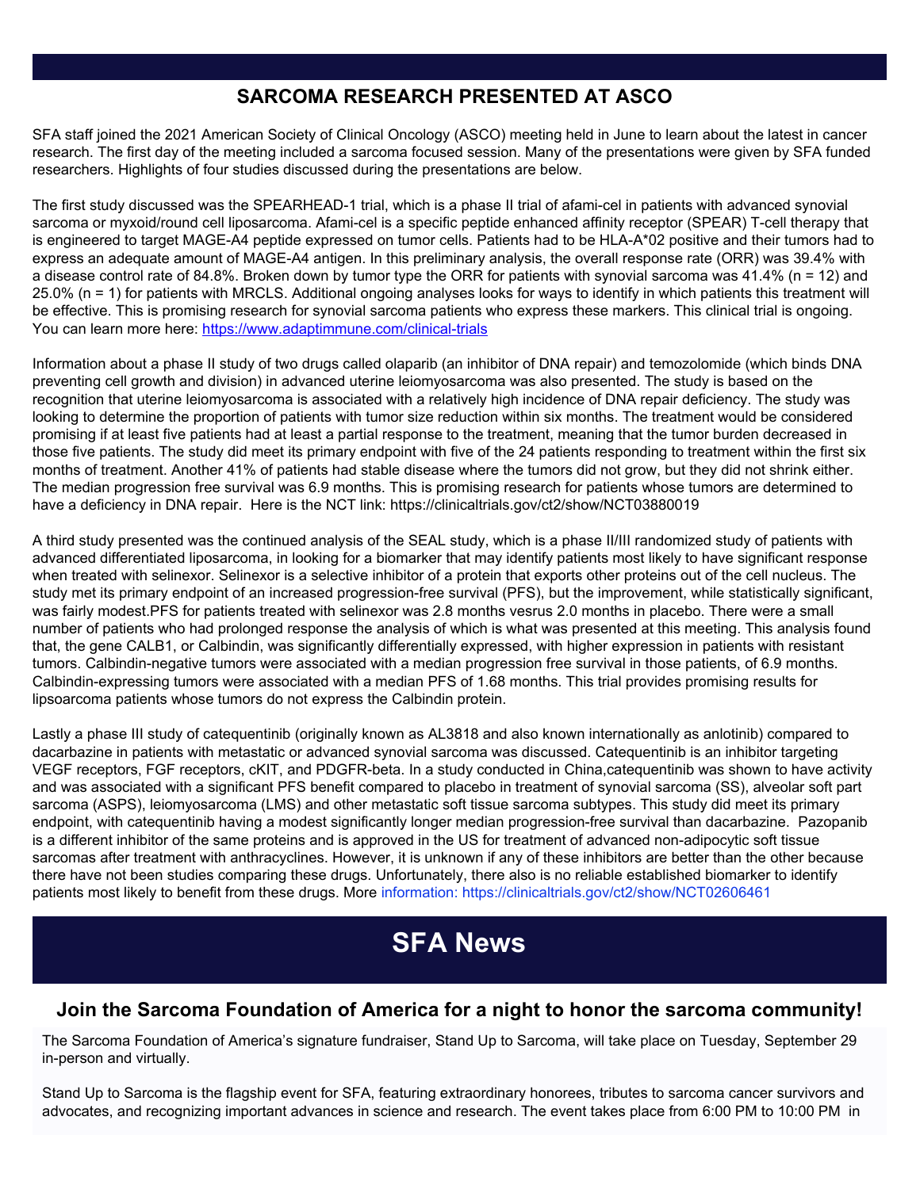## SARCOMA RESEARCH PRESENTED AT ASCO

SFA staff joined the 2021 American Society of Clinical Oncology (ASCO) meeting held in June to learn about the latest in cancer research. The first day of the meeting included a sarcoma focused session. Many of the presentations were given by SFA funded researchers. Highlights of four studies discussed during the presentations are below.

The first study discussed was the SPEARHEAD-1 trial, which is a phase II trial of afami-cel in patients with advanced synovial sarcoma or myxoid/round cell liposarcoma. Afami-cel is a specific peptide enhanced affinity receptor (SPEAR) T-cell therapy that is engineered to target MAGE-A4 peptide expressed on tumor cells. Patients had to be HLA-A*02 positive and their tumors had to express an adequate amount of MAGE-A4 antigen. In this preliminary analysis, the overall response rate (ORR) was 39.4% with a disease control rate of 84.8%. Broken down by tumor type the ORR for patients with synovial sarcoma was 41.4% (n = 12) and 25.0% (n = 1) for patients with MRCLS. Additional ongoing analyses looks for ways to identify in which patients this treatment will be effective. This is promising research for synovial sarcoma patients who express these markers. This clinical trial is ongoing. You can learn more here: [https://www.adaptimmune.com/clinical-trials](https://www.adaptimmune.com/clinical-trials)

Information about a phase II study of two drugs called olaparib (an inhibitor of DNA repair) and temozolomide (which binds DNA preventing cell growth and division) in advanced uterine leiomyosarcoma was also presented. The study is based on the recognition that uterine leiomyosarcoma is associated with a relatively high incidence of DNA repair deficiency. The study was looking to determine the proportion of patients with tumor size reduction within six months. The treatment would be considered promising if at least five patients had at least a partial response to the treatment, meaning that the tumor burden decreased in those five patients. The study did meet its primary endpoint with five of the 24 patients responding to treatment within the first six months of treatment. Another 41% of patients had stable disease where the tumors did not grow, but they did not shrink either. The median progression free survival was 6.9 months. This is promising research for patients whose tumors are determined to have a deficiency in DNA repair. Here is the NCT link: https://clinicaltrials.gov/ct2/show/NCT03880019

A third study presented was the continued analysis of the SEAL study, which is a phase II/III randomized study of patients with advanced differentiated liposarcoma, in looking for a biomarker that may identify patients most likely to have significant response when treated with selinexor. Selinexor is a selective inhibitor of a protein that exports other proteins out of the cell nucleus. The study met its primary endpoint of an increased progression-free survival (PFS), but the improvement, while statistically significant, was fairly modest.PFS for patients treated with selinexor was 2.8 months vesrus 2.0 months in placebo. There were a small number of patients who had prolonged response the analysis of which is what was presented at this meeting. This analysis found that, the gene CALB1, or Calbindin, was significantly differentially expressed, with higher expression in patients with resistant tumors. Calbindin-negative tumors were associated with a median progression free survival in those patients, of 6.9 months. Calbindin-expressing tumors were associated with a median PFS of 1.68 months. This trial provides promising results for lipsoarcoma patients whose tumors do not express the Calbindin protein.

Lastly a phase III study of catequentinib (originally known as AL3818 and also known internationally as anlotinib) compared to dacarbazine in patients with metastatic or advanced synovial sarcoma was discussed. Catequentinib is an inhibitor targeting VEGF receptors, FGF receptors, cKIT, and PDGFR-beta. In a study conducted in China,catequentinib was shown to have activity and was associated with a significant PFS benefit compared to placebo in treatment of synovial sarcoma (SS), alveolar soft part sarcoma (ASPS), leiomyosarcoma (LMS) and other metastatic soft tissue sarcoma subtypes. This study did meet its primary endpoint, with catequentinib having a modest significantly longer median progression-free survival than dacarbazine. Pazopanib is a different inhibitor of the same proteins and is approved in the US for treatment of advanced non-adipocytic soft tissue sarcomas after treatment with anthracyclines. However, it is unknown if any of these inhibitors are better than the other because there have not been studies comparing these drugs. Unfortunately, there also is no reliable established biomarker to identify patients most likely to benefit from these drugs. More information: https://clinicaltrials.gov/ct2/show/NCT02606461

# SFA News

### Join the Sarcoma Foundation of America for a night to honor the sarcoma community!

The Sarcoma Foundation of America's signature fundraiser, Stand Up to Sarcoma, will take place on Tuesday, September 29 in-person and virtually.

Stand Up to Sarcoma is the flagship event for SFA, featuring extraordinary honorees, tributes to sarcoma cancer survivors and advocates, and recognizing important advances in science and research. The event takes place from 6:00 PM to 10:00 PM in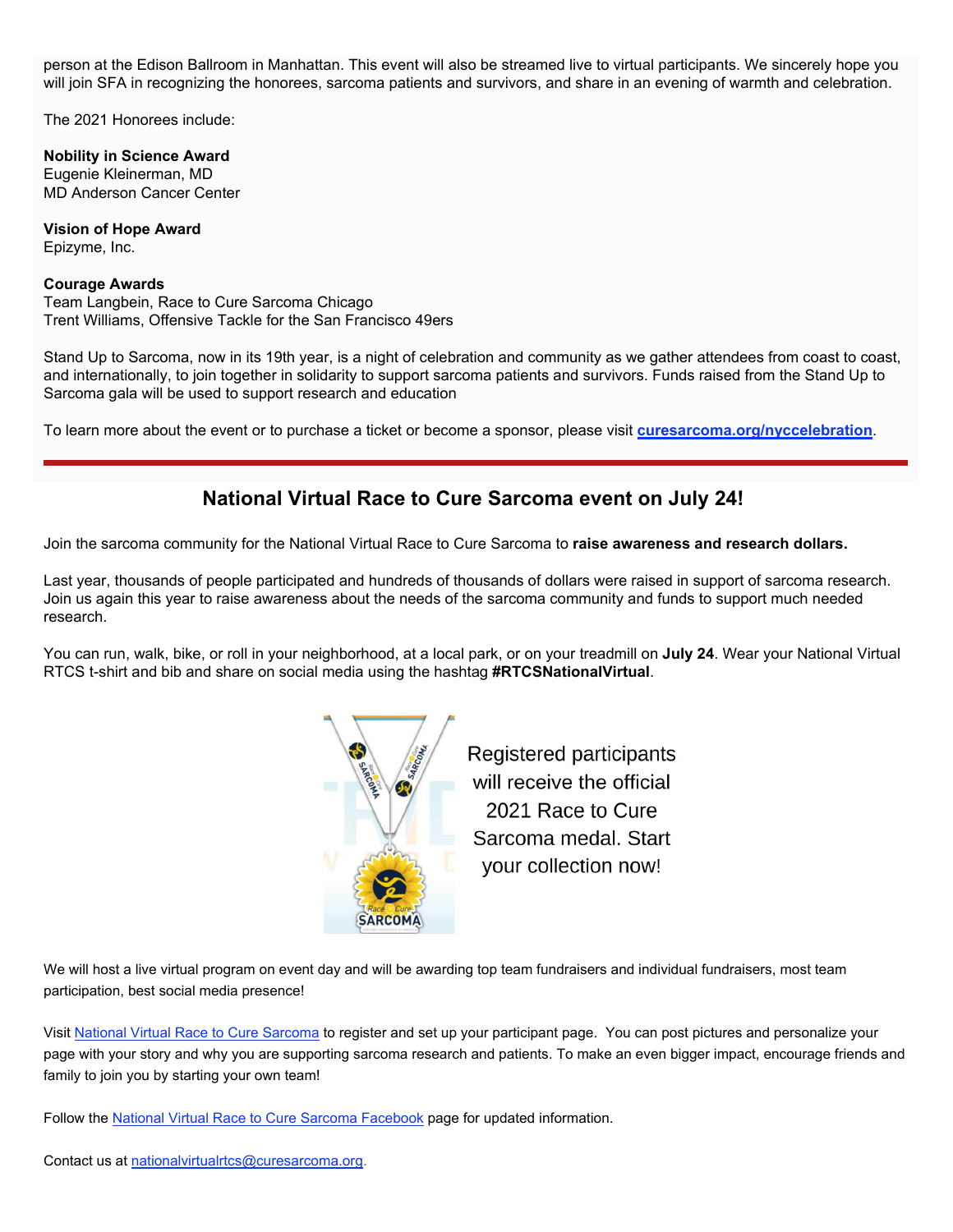person at the Edison Ballroom in Manhattan. This event will also be streamed live to virtual participants. We sincerely hope you will join SFA in recognizing the honorees, sarcoma patients and survivors, and share in an evening of warmth and celebration.

The 2021 Honorees include:

**Nobility in Science Award**
Eugenie Kleinerman, MD
MD Anderson Cancer Center

**Vision of Hope Award**
Epizyme, Inc.

**Courage Awards**
Team Langbein, Race to Cure Sarcoma Chicago
Trent Williams, Offensive Tackle for the San Francisco 49ers

Stand Up to Sarcoma, now in its 19th year, is a night of celebration and community as we gather attendees from coast to coast, and internationally, to join together in solidarity to support sarcoma patients and survivors. Funds raised from the Stand Up to Sarcoma gala will be used to support research and education

To learn more about the event or to purchase a ticket or become a sponsor, please visit **curesarcoma.org/nyccelebration**.

## National Virtual Race to Cure Sarcoma event on July 24!

Join the sarcoma community for the National Virtual Race to Cure Sarcoma to **raise awareness and research dollars.**

Last year, thousands of people participated and hundreds of thousands of dollars were raised in support of sarcoma research. Join us again this year to raise awareness about the needs of the sarcoma community and funds to support much needed research.

You can run, walk, bike, or roll in your neighborhood, at a local park, or on your treadmill on **July 24**. Wear your National Virtual RTCS t-shirt and bib and share on social media using the hashtag **#RTCSNationalVirtual**.

Registered participants will receive the official 2021 Race to Cure Sarcoma medal. Start your collection now!

We will host a live virtual program on event day and will be awarding top team fundraisers and individual fundraisers, most team participation, best social media presence!

Visit National Virtual Race to Cure Sarcoma to register and set up your participant page. You can post pictures and personalize your page with your story and why you are supporting sarcoma research and patients. To make an even bigger impact, encourage friends and family to join you by starting your own team!

Follow the National Virtual Race to Cure Sarcoma Facebook page for updated information.

Contact us at nationalvirtualrtcs@curesarcoma.org.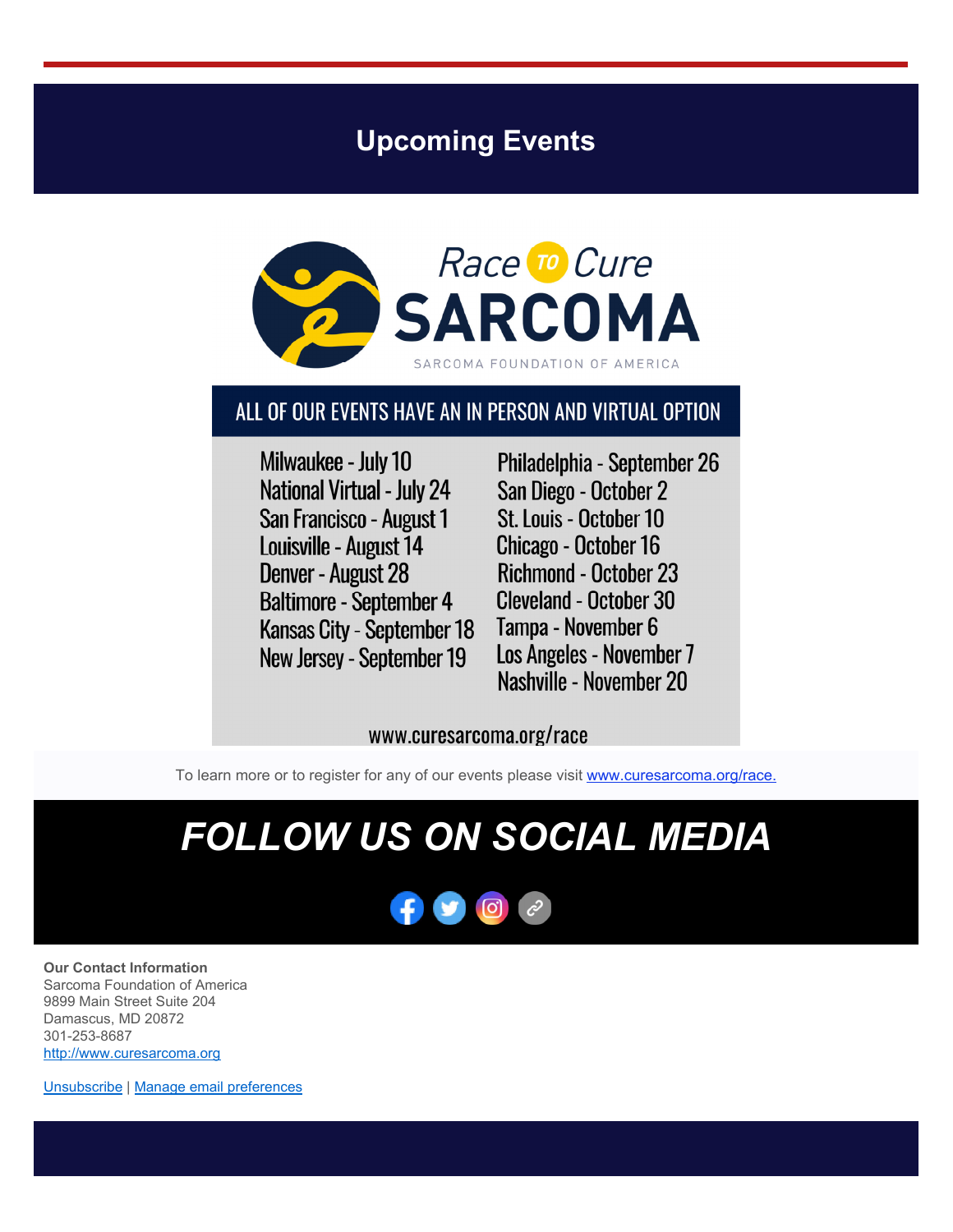## Upcoming Events

Race TO Cure

SARCOMA

SARCOMA FOUNDATION OF AMERICA

ALL OF OUR EVENTS HAVE AN IN PERSON AND VIRTUAL OPTION

- Milwaukee - July 10
- National Virtual - July 24
- San Francisco - August 1
- Louisville - August 14
- Denver - August 28
- Baltimore - September 4
- Kansas City - September 18
- New Jersey - September 19
- Philadelphia - September 26
- San Diego - October 2
- St. Louis - October 10
- Chicago - October 16
- Richmond - October 23
- Cleveland - October 30
- Tampa - November 6
- Los Angeles - November 7
- Nashville - November 20

www.curesarcoma.org/race

To learn more or to register for any of our events please visit www.curesarcoma.org/race.

# *FOLLOW US ON SOCIAL MEDIA*

**Our Contact Information**
Sarcoma Foundation of America
9899 Main Street Suite 204
Damascus, MD 20872
301-253-8687
http://www.curesarcoma.org

Unsubscribe | Manage email preferences